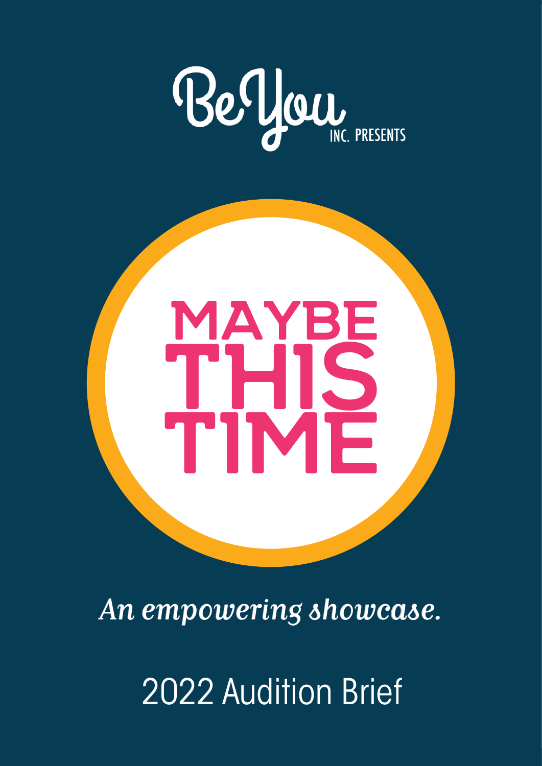Be You INC. PRESENTS

# MAYBE THIS TIME

*An empowering showcase.*

2022 Audition Brief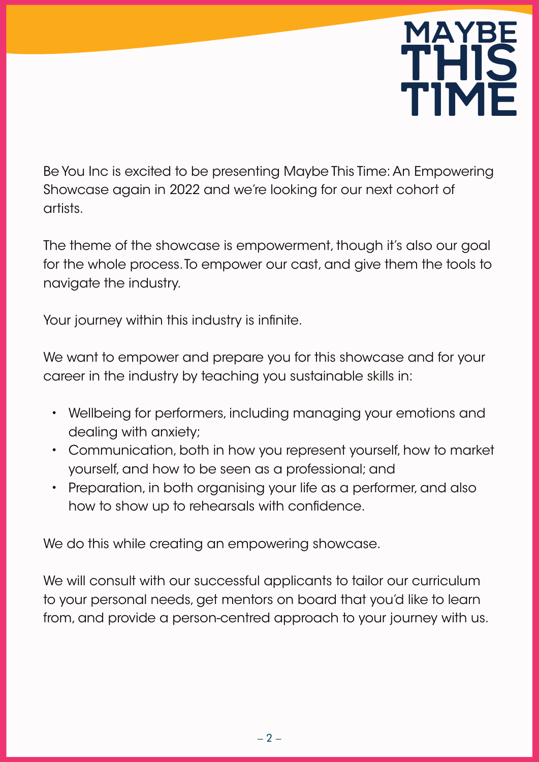# MAYBE THIS TIME

Be You Inc is excited to be presenting Maybe This Time: An Empowering Showcase again in 2022 and we're looking for our next cohort of artists.

The theme of the showcase is empowerment, though it's also our goal for the whole process. To empower our cast, and give them the tools to navigate the industry.

Your journey within this industry is infinite.

We want to empower and prepare you for this showcase and for your career in the industry by teaching you sustainable skills in:

- Wellbeing for performers, including managing your emotions and dealing with anxiety;
- Communication, both in how you represent yourself, how to market yourself, and how to be seen as a professional; and
- Preparation, in both organising your life as a performer, and also how to show up to rehearsals with confidence.

We do this while creating an empowering showcase.

We will consult with our successful applicants to tailor our curriculum to your personal needs, get mentors on board that you'd like to learn from, and provide a person-centred approach to your journey with us.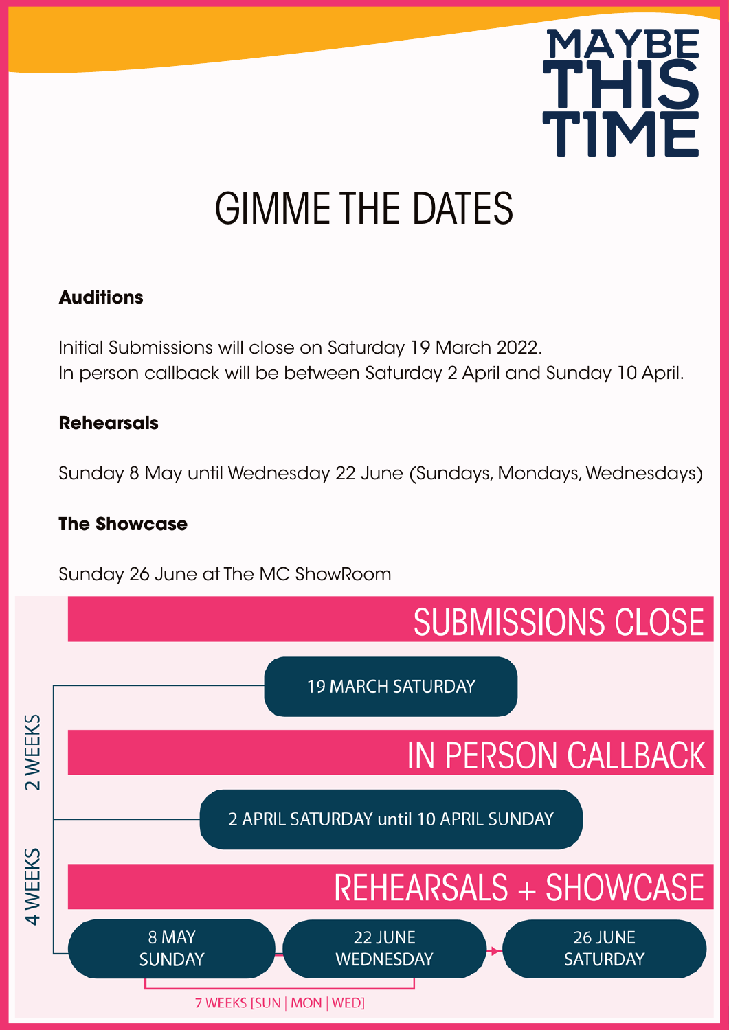MAYBE THIS TIME

# GIMME THE DATES

**Auditions**

Initial Submissions will close on Saturday 19 March 2022.
In person callback will be between Saturday 2 April and Sunday 10 April.

**Rehearsals**

Sunday 8 May until Wednesday 22 June (Sundays, Mondays, Wednesdays)

**The Showcase**

Sunday 26 June at The MC ShowRoom

## SUBMISSIONS CLOSE

19 MARCH SATURDAY

2 WEEKS

## IN PERSON CALLBACK

2 APRIL SATURDAY until 10 APRIL SUNDAY

4 WEEKS

## REHEARSALS + SHOWCASE

8 MAY SUNDAY → 22 JUNE WEDNESDAY → 26 JUNE SATURDAY

7 WEEKS [SUN | MON | WED]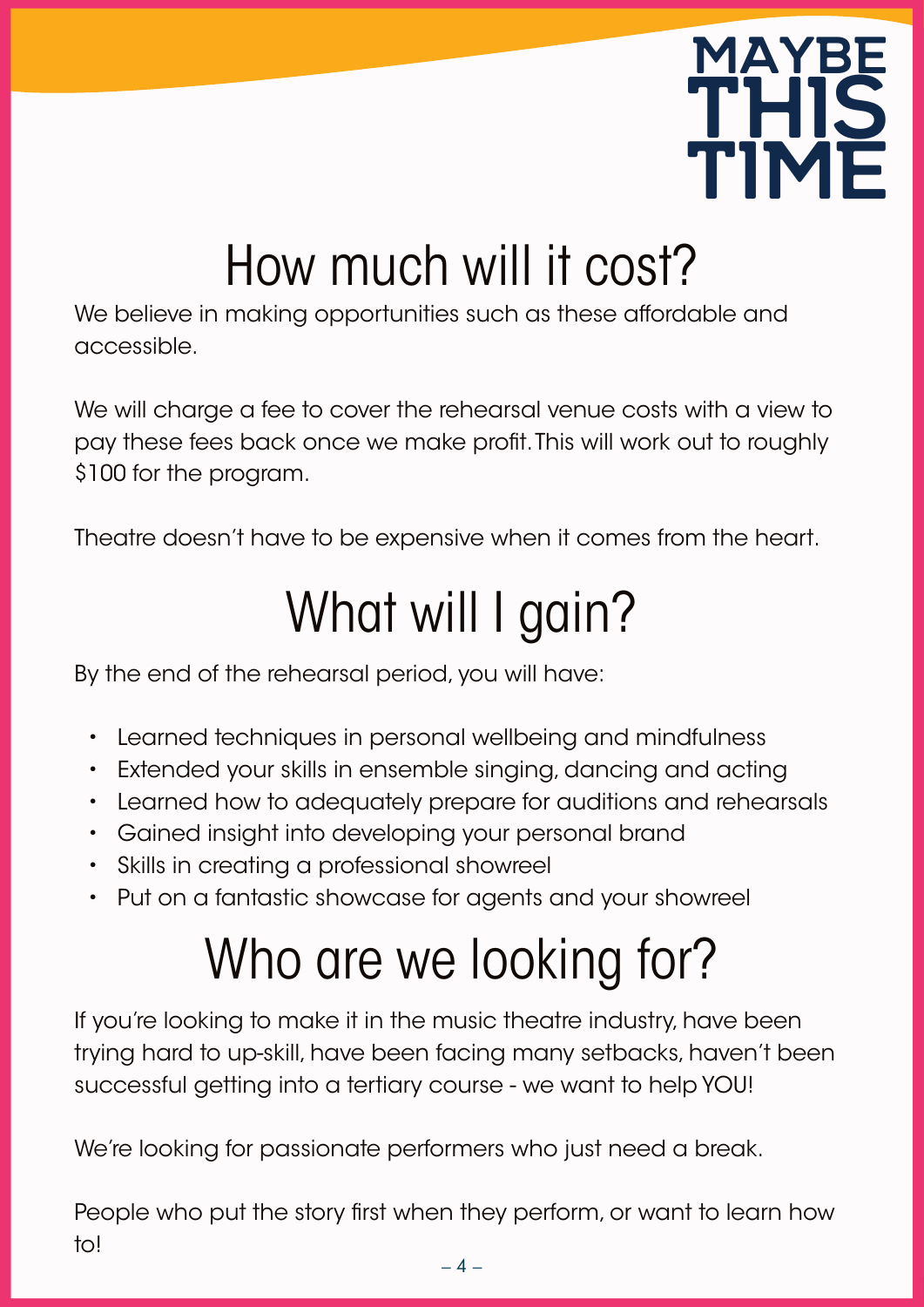# How much will it cost?

We believe in making opportunities such as these affordable and accessible.

We will charge a fee to cover the rehearsal venue costs with a view to pay these fees back once we make profit. This will work out to roughly $100 for the program.

Theatre doesn't have to be expensive when it comes from the heart.

# What will I gain?

By the end of the rehearsal period, you will have:

- Learned techniques in personal wellbeing and mindfulness
- Extended your skills in ensemble singing, dancing and acting
- Learned how to adequately prepare for auditions and rehearsals
- Gained insight into developing your personal brand
- Skills in creating a professional showreel
- Put on a fantastic showcase for agents and your showreel

# Who are we looking for?

If you're looking to make it in the music theatre industry, have been trying hard to up-skill, have been facing many setbacks, haven't been successful getting into a tertiary course - we want to help YOU!

We're looking for passionate performers who just need a break.

People who put the story first when they perform, or want to learn how to!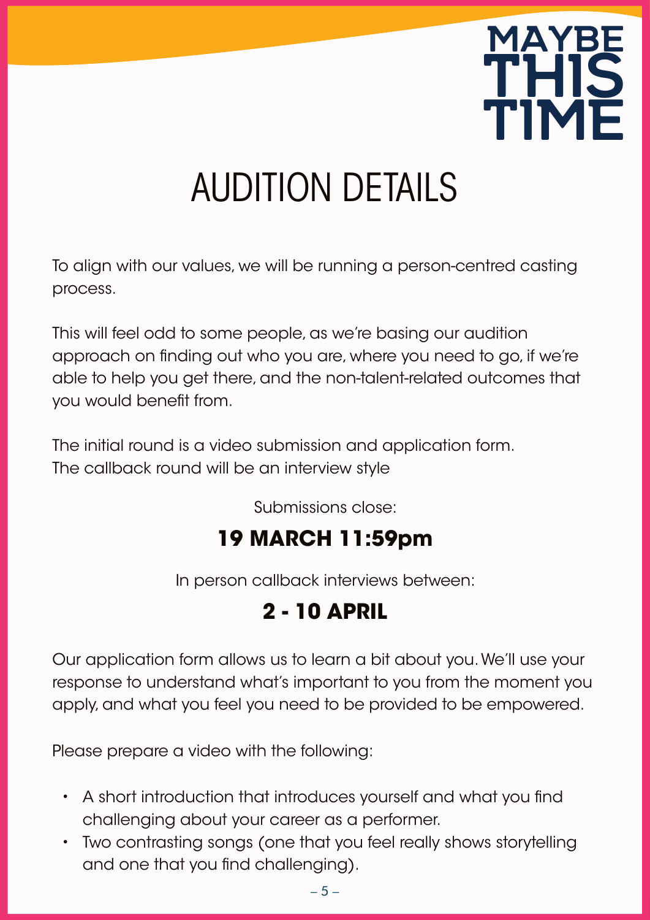MAYBE THIS TIME

# AUDITION DETAILS

To align with our values, we will be running a person-centred casting process.

This will feel odd to some people, as we're basing our audition approach on finding out who you are, where you need to go, if we're able to help you get there, and the non-talent-related outcomes that you would benefit from.

The initial round is a video submission and application form.
The callback round will be an interview style

Submissions close:

**19 MARCH 11:59pm**

In person callback interviews between:

**2 - 10 APRIL**

Our application form allows us to learn a bit about you. We'll use your response to understand what's important to you from the moment you apply, and what you feel you need to be provided to be empowered.

Please prepare a video with the following:

- A short introduction that introduces yourself and what you find challenging about your career as a performer.
- Two contrasting songs (one that you feel really shows storytelling and one that you find challenging).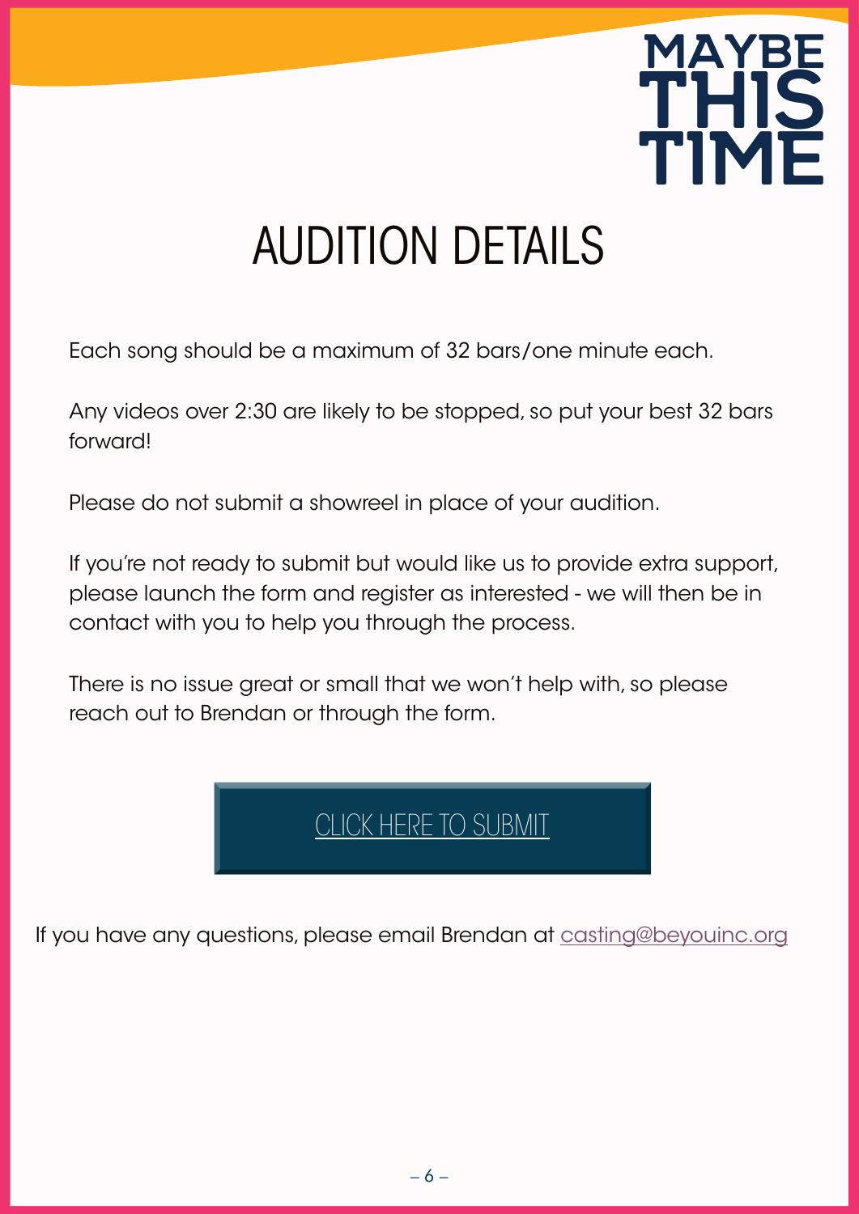MAYBE THIS TIME

# AUDITION DETAILS

Each song should be a maximum of 32 bars/one minute each.

Any videos over 2:30 are likely to be stopped, so put your best 32 bars forward!

Please do not submit a showreel in place of your audition.

If you're not ready to submit but would like us to provide extra support, please launch the form and register as interested - we will then be in contact with you to help you through the process.

There is no issue great or small that we won't help with, so please reach out to Brendan or through the form.

CLICK HERE TO SUBMIT

If you have any questions, please email Brendan at casting@beyouinc.org